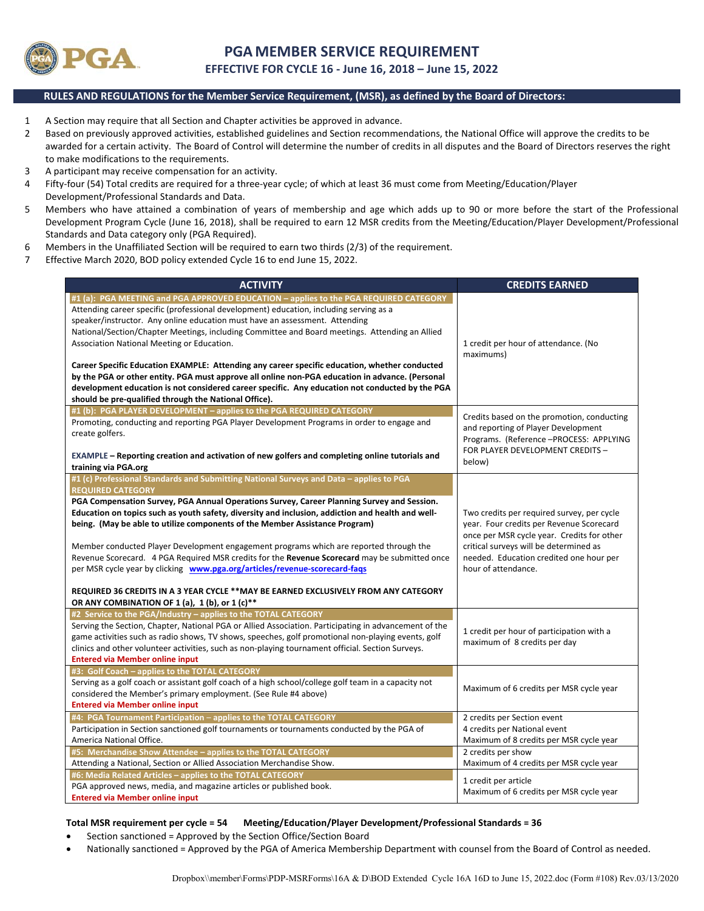# PGA MEMBER SERVICE REQUIREMENT

## EFFECTIVE FOR CYCLE 16 - June 16, 2018 – June 15, 2022

### RULES AND REGULATIONS for the Member Service Requirement, (MSR), as defined by the Board of Directors:

1. A Section may require that all Section and Chapter activities be approved in advance.
2. Based on previously approved activities, established guidelines and Section recommendations, the National Office will approve the credits to be awarded for a certain activity. The Board of Control will determine the number of credits in all disputes and the Board of Directors reserves the right to make modifications to the requirements.
3. A participant may receive compensation for an activity.
4. Fifty-four (54) Total credits are required for a three-year cycle; of which at least 36 must come from Meeting/Education/Player Development/Professional Standards and Data.
5. Members who have attained a combination of years of membership and age which adds up to 90 or more before the start of the Professional Development Program Cycle (June 16, 2018), shall be required to earn 12 MSR credits from the Meeting/Education/Player Development/Professional Standards and Data category only (PGA Required).
6. Members in the Unaffiliated Section will be required to earn two thirds (2/3) of the requirement.
7. Effective March 2020, BOD policy extended Cycle 16 to end June 15, 2022.

| ACTIVITY | CREDITS EARNED |
|---|---|
| **#1 (a): PGA MEETING and PGA APPROVED EDUCATION – applies to the PGA REQUIRED CATEGORY**<br>Attending career specific (professional development) education, including serving as a speaker/instructor. Any online education must have an assessment. Attending National/Section/Chapter Meetings, including Committee and Board meetings. Attending an Allied Association National Meeting or Education.<br><br>**Career Specific Education EXAMPLE: Attending any career specific education, whether conducted by the PGA or other entity. PGA must approve all online non-PGA education in advance. (Personal development education is not considered career specific. Any education not conducted by the PGA should be pre-qualified through the National Office).** | 1 credit per hour of attendance. (No maximums) |
| **#1 (b): PGA PLAYER DEVELOPMENT – applies to the PGA REQUIRED CATEGORY**<br>Promoting, conducting and reporting PGA Player Development Programs in order to engage and create golfers.<br><br>**EXAMPLE – Reporting creation and activation of new golfers and completing online tutorials and training via PGA.org** | Credits based on the promotion, conducting and reporting of Player Development Programs. (Reference –PROCESS: APPLYING FOR PLAYER DEVELOPMENT CREDITS – below) |
| **#1 (c) Professional Standards and Submitting National Surveys and Data – applies to PGA REQUIRED CATEGORY**<br>**PGA Compensation Survey, PGA Annual Operations Survey, Career Planning Survey and Session. Education on topics such as youth safety, diversity and inclusion, addiction and health and well-being. (May be able to utilize components of the Member Assistance Program)**<br><br>Member conducted Player Development engagement programs which are reported through the Revenue Scorecard. 4 PGA Required MSR credits for the **Revenue Scorecard** may be submitted once per MSR cycle year by clicking **www.pga.org/articles/revenue-scorecard-faqs**<br><br>**REQUIRED 36 CREDITS IN A 3 YEAR CYCLE \*\*MAY BE EARNED EXCLUSIVELY FROM ANY CATEGORY OR ANY COMBINATION OF 1 (a), 1 (b), or 1 (c)\*\*** | Two credits per required survey, per cycle year. Four credits per Revenue Scorecard once per MSR cycle year. Credits for other critical surveys will be determined as needed. Education credited one hour per hour of attendance. |
| **#2 Service to the PGA/Industry – applies to the TOTAL CATEGORY**<br>Serving the Section, Chapter, National PGA or Allied Association. Participating in advancement of the game activities such as radio shows, TV shows, speeches, golf promotional non-playing events, golf clinics and other volunteer activities, such as non-playing tournament official. Section Surveys.<br>**Entered via Member online input** | 1 credit per hour of participation with a maximum of 8 credits per day |
| **#3: Golf Coach – applies to the TOTAL CATEGORY**<br>Serving as a golf coach or assistant golf coach of a high school/college golf team in a capacity not considered the Member's primary employment. (See Rule #4 above)<br>**Entered via Member online input** | Maximum of 6 credits per MSR cycle year |
| **#4: PGA Tournament Participation – applies to the TOTAL CATEGORY**<br>Participation in Section sanctioned golf tournaments or tournaments conducted by the PGA of America National Office. | 2 credits per Section event<br>4 credits per National event<br>Maximum of 8 credits per MSR cycle year |
| **#5: Merchandise Show Attendee – applies to the TOTAL CATEGORY**<br>Attending a National, Section or Allied Association Merchandise Show. | 2 credits per show<br>Maximum of 4 credits per MSR cycle year |
| **#6: Media Related Articles – applies to the TOTAL CATEGORY**<br>PGA approved news, media, and magazine articles or published book.<br>**Entered via Member online input** | 1 credit per article<br>Maximum of 6 credits per MSR cycle year |

**Total MSR requirement per cycle = 54 Meeting/Education/Player Development/Professional Standards = 36**

- Section sanctioned = Approved by the Section Office/Section Board
- Nationally sanctioned = Approved by the PGA of America Membership Department with counsel from the Board of Control as needed.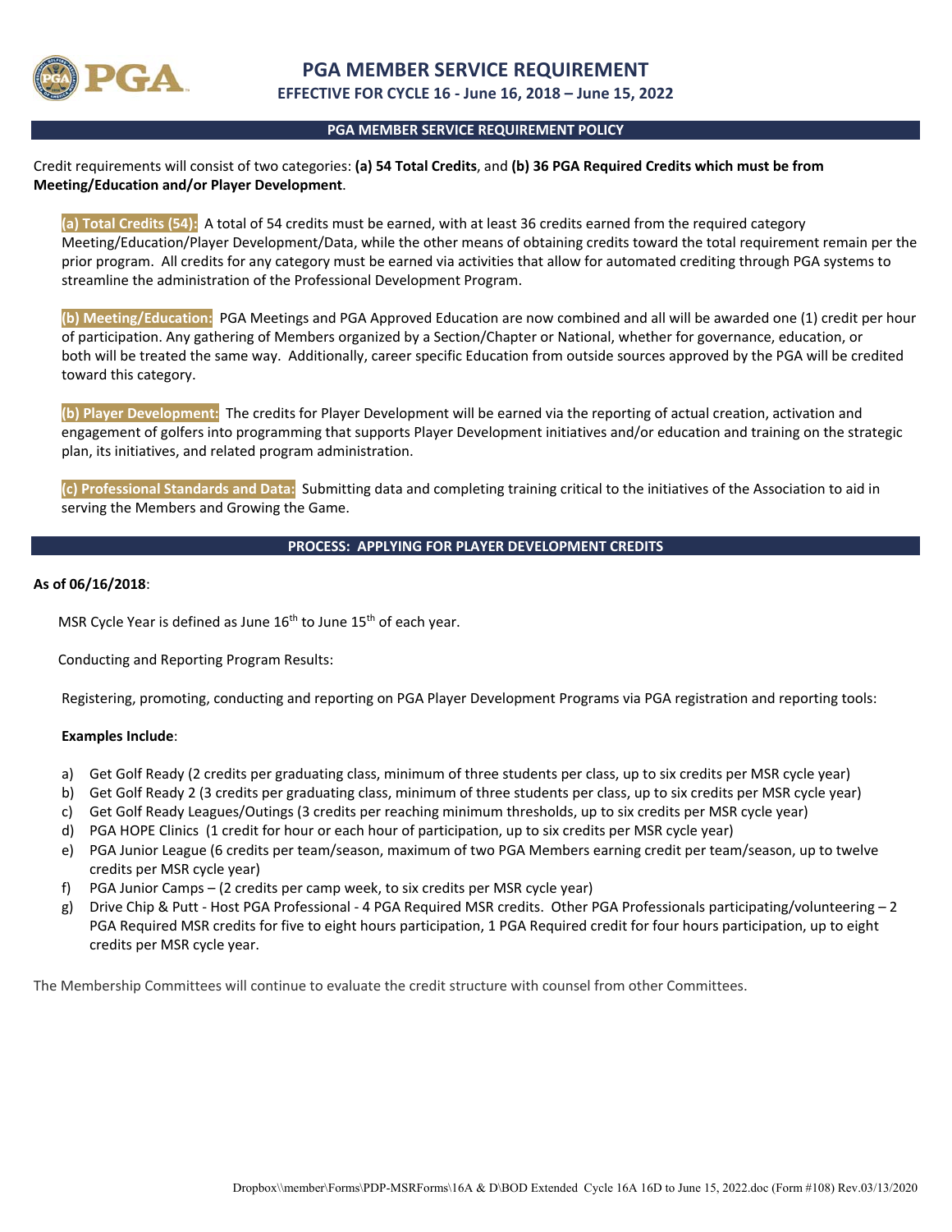# PGA MEMBER SERVICE REQUIREMENT

**EFFECTIVE FOR CYCLE 16 - June 16, 2018 – June 15, 2022**

## PGA MEMBER SERVICE REQUIREMENT POLICY

Credit requirements will consist of two categories: **(a) 54 Total Credits**, and **(b) 36 PGA Required Credits which must be from Meeting/Education and/or Player Development**.

**(a) Total Credits (54):** A total of 54 credits must be earned, with at least 36 credits earned from the required category Meeting/Education/Player Development/Data, while the other means of obtaining credits toward the total requirement remain per the prior program. All credits for any category must be earned via activities that allow for automated crediting through PGA systems to streamline the administration of the Professional Development Program.

**(b) Meeting/Education:** PGA Meetings and PGA Approved Education are now combined and all will be awarded one (1) credit per hour of participation. Any gathering of Members organized by a Section/Chapter or National, whether for governance, education, or both will be treated the same way. Additionally, career specific Education from outside sources approved by the PGA will be credited toward this category.

**(b) Player Development:** The credits for Player Development will be earned via the reporting of actual creation, activation and engagement of golfers into programming that supports Player Development initiatives and/or education and training on the strategic plan, its initiatives, and related program administration.

**(c) Professional Standards and Data:** Submitting data and completing training critical to the initiatives of the Association to aid in serving the Members and Growing the Game.

## PROCESS: APPLYING FOR PLAYER DEVELOPMENT CREDITS

**As of 06/16/2018**:

MSR Cycle Year is defined as June 16th to June 15th of each year.

Conducting and Reporting Program Results:

Registering, promoting, conducting and reporting on PGA Player Development Programs via PGA registration and reporting tools:

**Examples Include**:

a) Get Golf Ready (2 credits per graduating class, minimum of three students per class, up to six credits per MSR cycle year)
b) Get Golf Ready 2 (3 credits per graduating class, minimum of three students per class, up to six credits per MSR cycle year)
c) Get Golf Ready Leagues/Outings (3 credits per reaching minimum thresholds, up to six credits per MSR cycle year)
d) PGA HOPE Clinics (1 credit for hour or each hour of participation, up to six credits per MSR cycle year)
e) PGA Junior League (6 credits per team/season, maximum of two PGA Members earning credit per team/season, up to twelve credits per MSR cycle year)
f) PGA Junior Camps – (2 credits per camp week, to six credits per MSR cycle year)
g) Drive Chip & Putt - Host PGA Professional - 4 PGA Required MSR credits. Other PGA Professionals participating/volunteering – 2 PGA Required MSR credits for five to eight hours participation, 1 PGA Required credit for four hours participation, up to eight credits per MSR cycle year.

The Membership Committees will continue to evaluate the credit structure with counsel from other Committees.